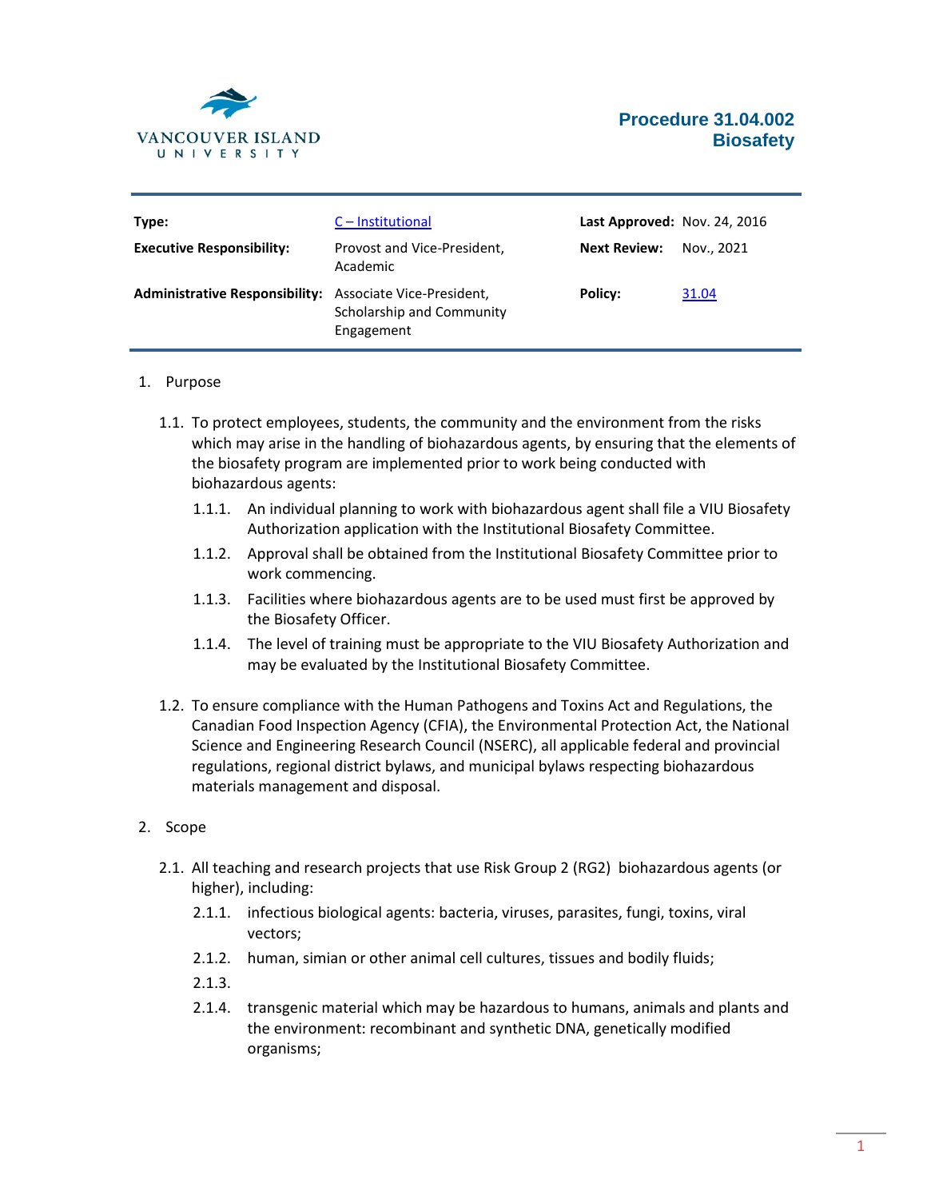VANCOUVER ISLAND UNIVERSITY

# Procedure 31.04.002 Biosafety

| | | | |
|---|---|---|---|
| **Type:** | C – Institutional | **Last Approved:** | Nov. 24, 2016 |
| **Executive Responsibility:** | Provost and Vice-President, Academic | **Next Review:** | Nov., 2021 |
| **Administrative Responsibility:** | Associate Vice-President, Scholarship and Community Engagement | **Policy:** | 31.04 |

1. Purpose

   1.1. To protect employees, students, the community and the environment from the risks which may arise in the handling of biohazardous agents, by ensuring that the elements of the biosafety program are implemented prior to work being conducted with biohazardous agents:

   1.1.1. An individual planning to work with biohazardous agent shall file a VIU Biosafety Authorization application with the Institutional Biosafety Committee.

   1.1.2. Approval shall be obtained from the Institutional Biosafety Committee prior to work commencing.

   1.1.3. Facilities where biohazardous agents are to be used must first be approved by the Biosafety Officer.

   1.1.4. The level of training must be appropriate to the VIU Biosafety Authorization and may be evaluated by the Institutional Biosafety Committee.

   1.2. To ensure compliance with the Human Pathogens and Toxins Act and Regulations, the Canadian Food Inspection Agency (CFIA), the Environmental Protection Act, the National Science and Engineering Research Council (NSERC), all applicable federal and provincial regulations, regional district bylaws, and municipal bylaws respecting biohazardous materials management and disposal.

2. Scope

   2.1. All teaching and research projects that use Risk Group 2 (RG2) biohazardous agents (or higher), including:

   2.1.1. infectious biological agents: bacteria, viruses, parasites, fungi, toxins, viral vectors;

   2.1.2. human, simian or other animal cell cultures, tissues and bodily fluids;

   2.1.3.

   2.1.4. transgenic material which may be hazardous to humans, animals and plants and the environment: recombinant and synthetic DNA, genetically modified organisms;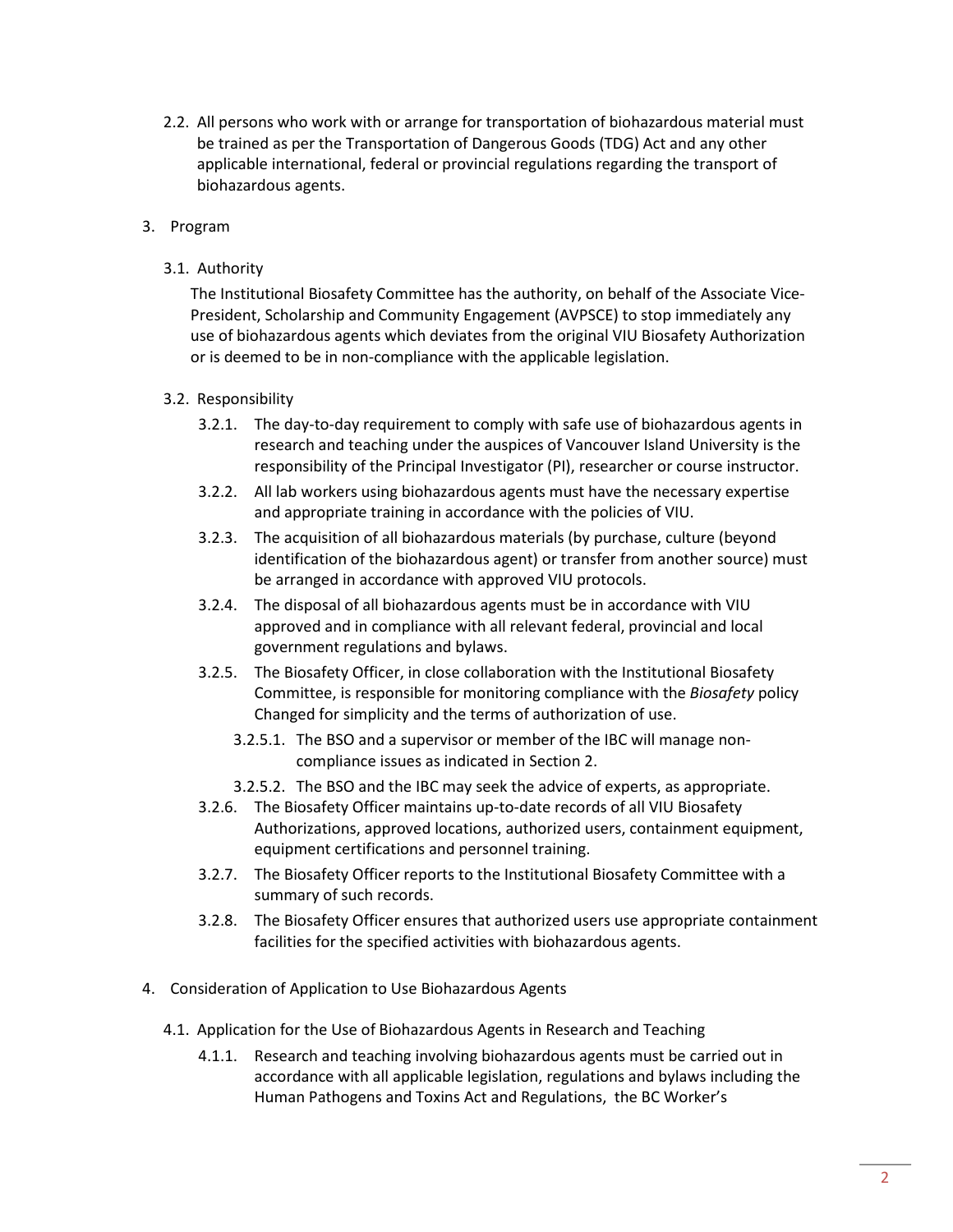2.2. All persons who work with or arrange for transportation of biohazardous material must be trained as per the Transportation of Dangerous Goods (TDG) Act and any other applicable international, federal or provincial regulations regarding the transport of biohazardous agents.

3. Program

3.1. Authority

The Institutional Biosafety Committee has the authority, on behalf of the Associate Vice-President, Scholarship and Community Engagement (AVPSCE) to stop immediately any use of biohazardous agents which deviates from the original VIU Biosafety Authorization or is deemed to be in non-compliance with the applicable legislation.

3.2. Responsibility

3.2.1. The day-to-day requirement to comply with safe use of biohazardous agents in research and teaching under the auspices of Vancouver Island University is the responsibility of the Principal Investigator (PI), researcher or course instructor.

3.2.2. All lab workers using biohazardous agents must have the necessary expertise and appropriate training in accordance with the policies of VIU.

3.2.3. The acquisition of all biohazardous materials (by purchase, culture (beyond identification of the biohazardous agent) or transfer from another source) must be arranged in accordance with approved VIU protocols.

3.2.4. The disposal of all biohazardous agents must be in accordance with VIU approved and in compliance with all relevant federal, provincial and local government regulations and bylaws.

3.2.5. The Biosafety Officer, in close collaboration with the Institutional Biosafety Committee, is responsible for monitoring compliance with the *Biosafety* policy Changed for simplicity and the terms of authorization of use.

3.2.5.1. The BSO and a supervisor or member of the IBC will manage non-compliance issues as indicated in Section 2.

3.2.5.2. The BSO and the IBC may seek the advice of experts, as appropriate.

3.2.6. The Biosafety Officer maintains up-to-date records of all VIU Biosafety Authorizations, approved locations, authorized users, containment equipment, equipment certifications and personnel training.

3.2.7. The Biosafety Officer reports to the Institutional Biosafety Committee with a summary of such records.

3.2.8. The Biosafety Officer ensures that authorized users use appropriate containment facilities for the specified activities with biohazardous agents.

4. Consideration of Application to Use Biohazardous Agents

4.1. Application for the Use of Biohazardous Agents in Research and Teaching

4.1.1. Research and teaching involving biohazardous agents must be carried out in accordance with all applicable legislation, regulations and bylaws including the Human Pathogens and Toxins Act and Regulations, the BC Worker's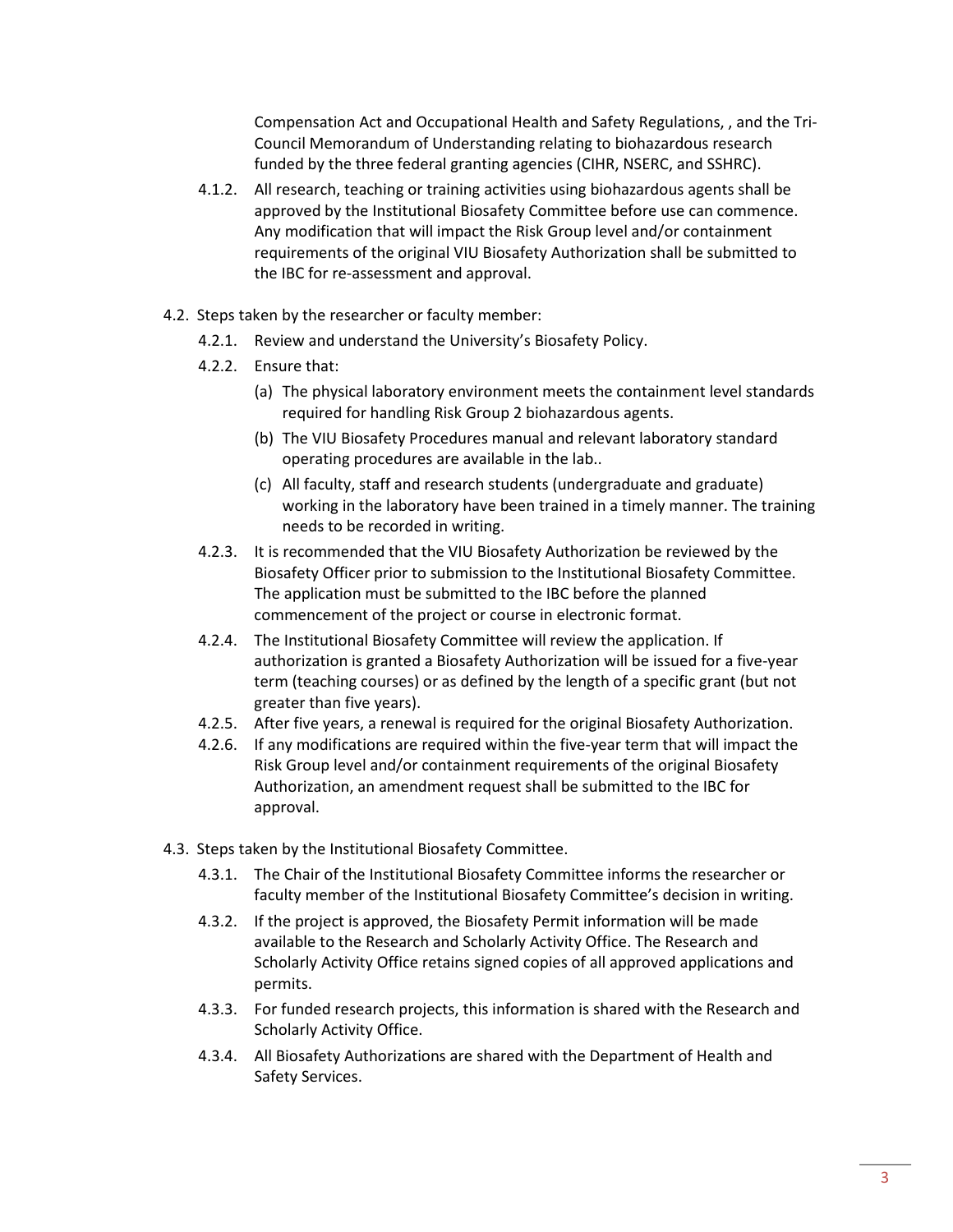Compensation Act and Occupational Health and Safety Regulations, , and the Tri-Council Memorandum of Understanding relating to biohazardous research funded by the three federal granting agencies (CIHR, NSERC, and SSHRC).

4.1.2. All research, teaching or training activities using biohazardous agents shall be approved by the Institutional Biosafety Committee before use can commence. Any modification that will impact the Risk Group level and/or containment requirements of the original VIU Biosafety Authorization shall be submitted to the IBC for re-assessment and approval.

4.2. Steps taken by the researcher or faculty member:

4.2.1. Review and understand the University's Biosafety Policy.

4.2.2. Ensure that:

(a) The physical laboratory environment meets the containment level standards required for handling Risk Group 2 biohazardous agents.

(b) The VIU Biosafety Procedures manual and relevant laboratory standard operating procedures are available in the lab..

(c) All faculty, staff and research students (undergraduate and graduate) working in the laboratory have been trained in a timely manner. The training needs to be recorded in writing.

4.2.3. It is recommended that the VIU Biosafety Authorization be reviewed by the Biosafety Officer prior to submission to the Institutional Biosafety Committee. The application must be submitted to the IBC before the planned commencement of the project or course in electronic format.

4.2.4. The Institutional Biosafety Committee will review the application. If authorization is granted a Biosafety Authorization will be issued for a five-year term (teaching courses) or as defined by the length of a specific grant (but not greater than five years).

4.2.5. After five years, a renewal is required for the original Biosafety Authorization.

4.2.6. If any modifications are required within the five-year term that will impact the Risk Group level and/or containment requirements of the original Biosafety Authorization, an amendment request shall be submitted to the IBC for approval.

4.3. Steps taken by the Institutional Biosafety Committee.

4.3.1. The Chair of the Institutional Biosafety Committee informs the researcher or faculty member of the Institutional Biosafety Committee's decision in writing.

4.3.2. If the project is approved, the Biosafety Permit information will be made available to the Research and Scholarly Activity Office. The Research and Scholarly Activity Office retains signed copies of all approved applications and permits.

4.3.3. For funded research projects, this information is shared with the Research and Scholarly Activity Office.

4.3.4. All Biosafety Authorizations are shared with the Department of Health and Safety Services.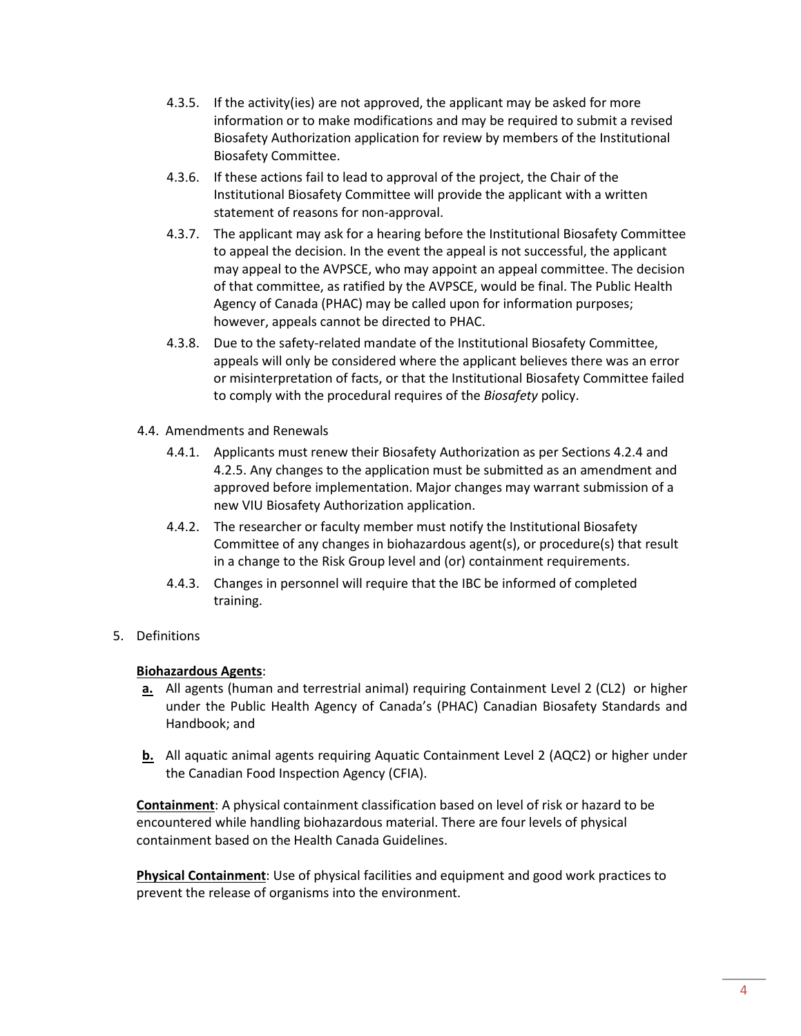4.3.5. If the activity(ies) are not approved, the applicant may be asked for more information or to make modifications and may be required to submit a revised Biosafety Authorization application for review by members of the Institutional Biosafety Committee.

4.3.6. If these actions fail to lead to approval of the project, the Chair of the Institutional Biosafety Committee will provide the applicant with a written statement of reasons for non-approval.

4.3.7. The applicant may ask for a hearing before the Institutional Biosafety Committee to appeal the decision. In the event the appeal is not successful, the applicant may appeal to the AVPSCE, who may appoint an appeal committee. The decision of that committee, as ratified by the AVPSCE, would be final. The Public Health Agency of Canada (PHAC) may be called upon for information purposes; however, appeals cannot be directed to PHAC.

4.3.8. Due to the safety-related mandate of the Institutional Biosafety Committee, appeals will only be considered where the applicant believes there was an error or misinterpretation of facts, or that the Institutional Biosafety Committee failed to comply with the procedural requires of the *Biosafety* policy.

4.4. Amendments and Renewals

4.4.1. Applicants must renew their Biosafety Authorization as per Sections 4.2.4 and 4.2.5. Any changes to the application must be submitted as an amendment and approved before implementation. Major changes may warrant submission of a new VIU Biosafety Authorization application.

4.4.2. The researcher or faculty member must notify the Institutional Biosafety Committee of any changes in biohazardous agent(s), or procedure(s) that result in a change to the Risk Group level and (or) containment requirements.

4.4.3. Changes in personnel will require that the IBC be informed of completed training.

5. Definitions

**Biohazardous Agents**:

**a.** All agents (human and terrestrial animal) requiring Containment Level 2 (CL2) or higher under the Public Health Agency of Canada's (PHAC) Canadian Biosafety Standards and Handbook; and

**b.** All aquatic animal agents requiring Aquatic Containment Level 2 (AQC2) or higher under the Canadian Food Inspection Agency (CFIA).

**Containment**: A physical containment classification based on level of risk or hazard to be encountered while handling biohazardous material. There are four levels of physical containment based on the Health Canada Guidelines.

**Physical Containment**: Use of physical facilities and equipment and good work practices to prevent the release of organisms into the environment.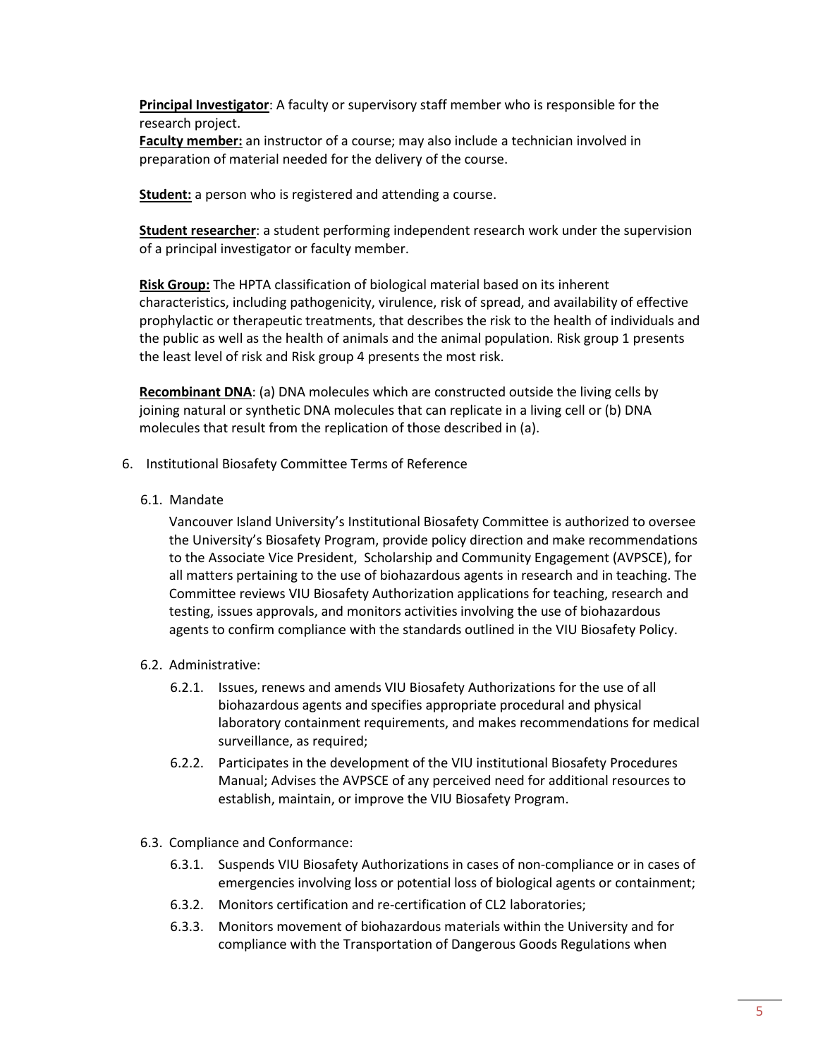**Principal Investigator**: A faculty or supervisory staff member who is responsible for the research project.
**Faculty member:** an instructor of a course; may also include a technician involved in preparation of material needed for the delivery of the course.

**Student:** a person who is registered and attending a course.

**Student researcher**: a student performing independent research work under the supervision of a principal investigator or faculty member.

**Risk Group:** The HPTA classification of biological material based on its inherent characteristics, including pathogenicity, virulence, risk of spread, and availability of effective prophylactic or therapeutic treatments, that describes the risk to the health of individuals and the public as well as the health of animals and the animal population. Risk group 1 presents the least level of risk and Risk group 4 presents the most risk.

**Recombinant DNA**: (a) DNA molecules which are constructed outside the living cells by joining natural or synthetic DNA molecules that can replicate in a living cell or (b) DNA molecules that result from the replication of those described in (a).

6. Institutional Biosafety Committee Terms of Reference

   6.1. Mandate

   Vancouver Island University's Institutional Biosafety Committee is authorized to oversee the University's Biosafety Program, provide policy direction and make recommendations to the Associate Vice President, Scholarship and Community Engagement (AVPSCE), for all matters pertaining to the use of biohazardous agents in research and in teaching. The Committee reviews VIU Biosafety Authorization applications for teaching, research and testing, issues approvals, and monitors activities involving the use of biohazardous agents to confirm compliance with the standards outlined in the VIU Biosafety Policy.

   6.2. Administrative:

   6.2.1. Issues, renews and amends VIU Biosafety Authorizations for the use of all biohazardous agents and specifies appropriate procedural and physical laboratory containment requirements, and makes recommendations for medical surveillance, as required;

   6.2.2. Participates in the development of the VIU institutional Biosafety Procedures Manual; Advises the AVPSCE of any perceived need for additional resources to establish, maintain, or improve the VIU Biosafety Program.

   6.3. Compliance and Conformance:

   6.3.1. Suspends VIU Biosafety Authorizations in cases of non-compliance or in cases of emergencies involving loss or potential loss of biological agents or containment;

   6.3.2. Monitors certification and re-certification of CL2 laboratories;

   6.3.3. Monitors movement of biohazardous materials within the University and for compliance with the Transportation of Dangerous Goods Regulations when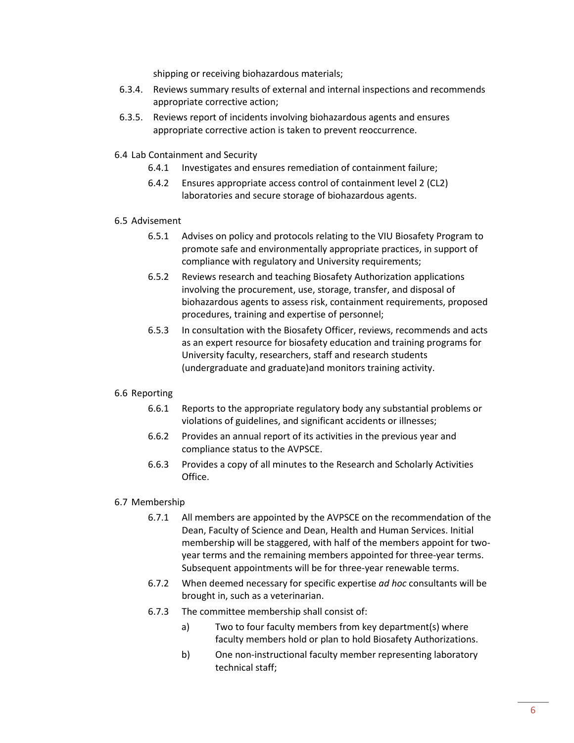shipping or receiving biohazardous materials;

6.3.4. Reviews summary results of external and internal inspections and recommends appropriate corrective action;

6.3.5. Reviews report of incidents involving biohazardous agents and ensures appropriate corrective action is taken to prevent reoccurrence.

6.4 Lab Containment and Security

6.4.1 Investigates and ensures remediation of containment failure;

6.4.2 Ensures appropriate access control of containment level 2 (CL2) laboratories and secure storage of biohazardous agents.

6.5 Advisement

6.5.1 Advises on policy and protocols relating to the VIU Biosafety Program to promote safe and environmentally appropriate practices, in support of compliance with regulatory and University requirements;

6.5.2 Reviews research and teaching Biosafety Authorization applications involving the procurement, use, storage, transfer, and disposal of biohazardous agents to assess risk, containment requirements, proposed procedures, training and expertise of personnel;

6.5.3 In consultation with the Biosafety Officer, reviews, recommends and acts as an expert resource for biosafety education and training programs for University faculty, researchers, staff and research students (undergraduate and graduate)and monitors training activity.

6.6 Reporting

6.6.1 Reports to the appropriate regulatory body any substantial problems or violations of guidelines, and significant accidents or illnesses;

6.6.2 Provides an annual report of its activities in the previous year and compliance status to the AVPSCE.

6.6.3 Provides a copy of all minutes to the Research and Scholarly Activities Office.

6.7 Membership

6.7.1 All members are appointed by the AVPSCE on the recommendation of the Dean, Faculty of Science and Dean, Health and Human Services. Initial membership will be staggered, with half of the members appoint for two-year terms and the remaining members appointed for three-year terms. Subsequent appointments will be for three-year renewable terms.

6.7.2 When deemed necessary for specific expertise *ad hoc* consultants will be brought in, such as a veterinarian.

6.7.3 The committee membership shall consist of:

a) Two to four faculty members from key department(s) where faculty members hold or plan to hold Biosafety Authorizations.

b) One non-instructional faculty member representing laboratory technical staff;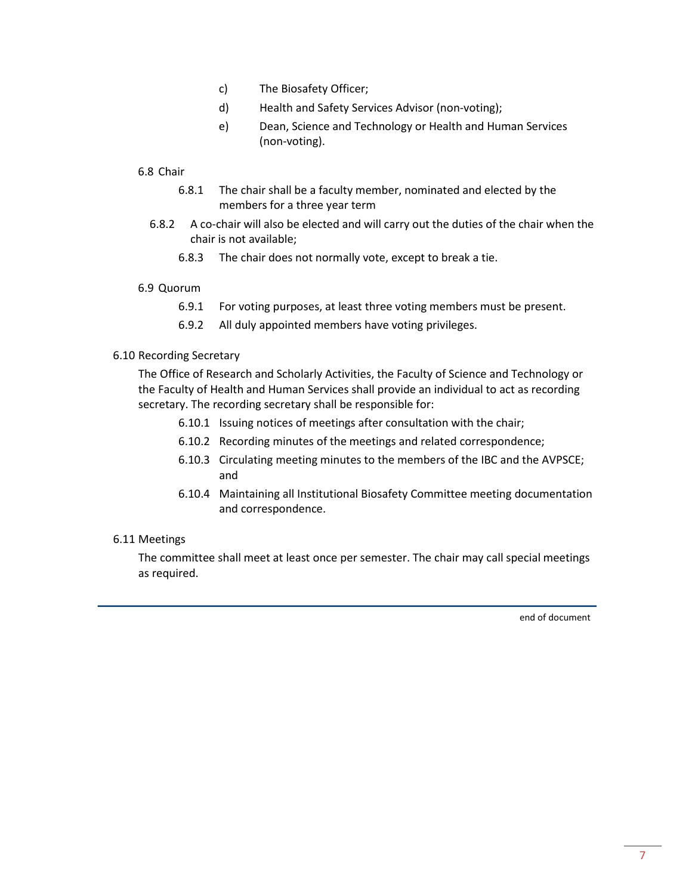c) The Biosafety Officer;

d) Health and Safety Services Advisor (non-voting);

e) Dean, Science and Technology or Health and Human Services (non-voting).

6.8 Chair

6.8.1 The chair shall be a faculty member, nominated and elected by the members for a three year term

6.8.2 A co-chair will also be elected and will carry out the duties of the chair when the chair is not available;

6.8.3 The chair does not normally vote, except to break a tie.

6.9 Quorum

6.9.1 For voting purposes, at least three voting members must be present.

6.9.2 All duly appointed members have voting privileges.

6.10 Recording Secretary

The Office of Research and Scholarly Activities, the Faculty of Science and Technology or the Faculty of Health and Human Services shall provide an individual to act as recording secretary. The recording secretary shall be responsible for:

6.10.1 Issuing notices of meetings after consultation with the chair;

6.10.2 Recording minutes of the meetings and related correspondence;

6.10.3 Circulating meeting minutes to the members of the IBC and the AVPSCE; and

6.10.4 Maintaining all Institutional Biosafety Committee meeting documentation and correspondence.

6.11 Meetings

The committee shall meet at least once per semester. The chair may call special meetings as required.

---

end of document